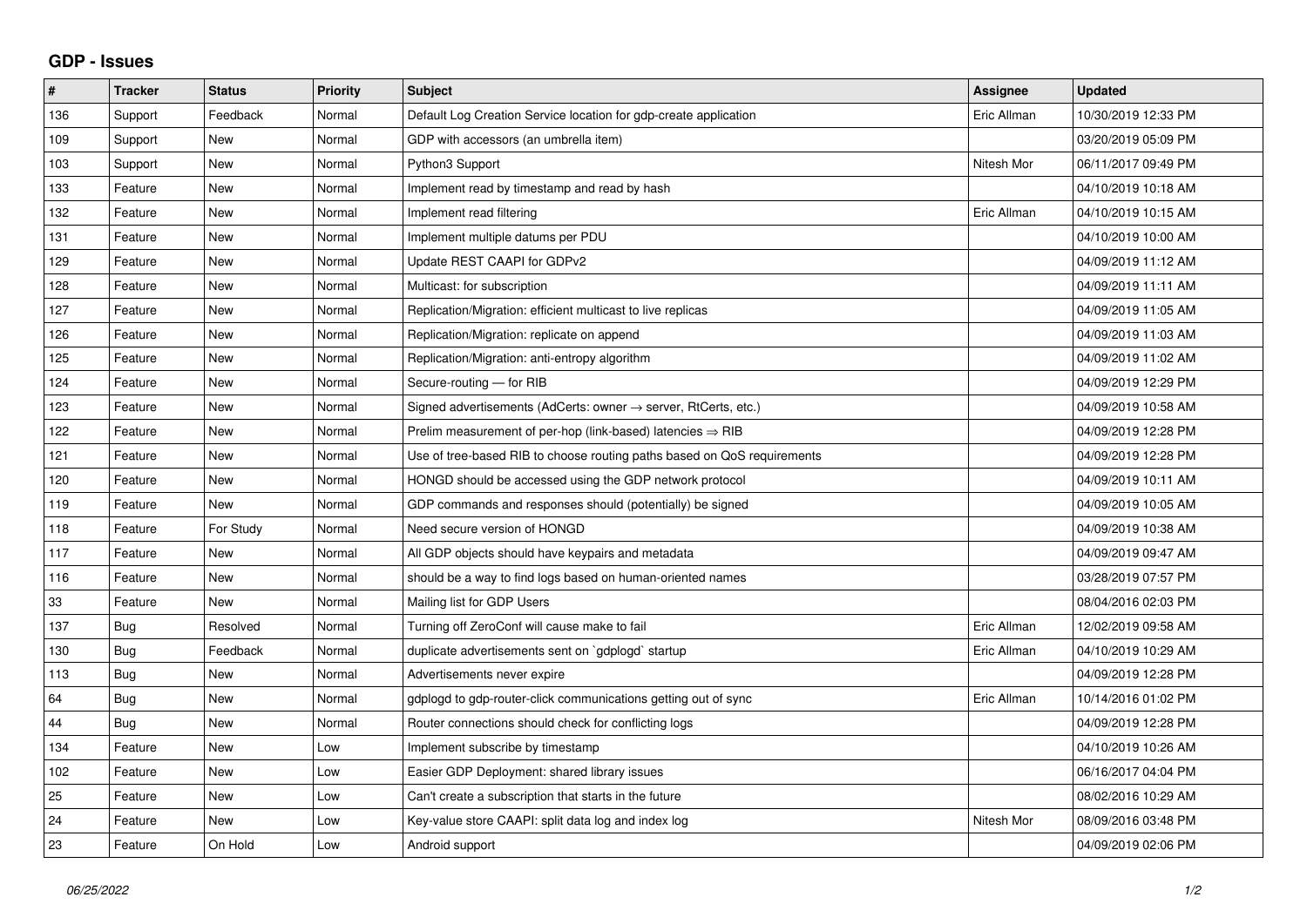## GDP - Issues

| # | Tracker | Status | Priority | Subject | Assignee | Updated |
|---|---|---|---|---|---|---|
| 136 | Support | Feedback | Normal | Default Log Creation Service location for gdp-create application | Eric Allman | 10/30/2019 12:33 PM |
| 109 | Support | New | Normal | GDP with accessors (an umbrella item) | | 03/20/2019 05:09 PM |
| 103 | Support | New | Normal | Python3 Support | Nitesh Mor | 06/11/2017 09:49 PM |
| 133 | Feature | New | Normal | Implement read by timestamp and read by hash | | 04/10/2019 10:18 AM |
| 132 | Feature | New | Normal | Implement read filtering | Eric Allman | 04/10/2019 10:15 AM |
| 131 | Feature | New | Normal | Implement multiple datums per PDU | | 04/10/2019 10:00 AM |
| 129 | Feature | New | Normal | Update REST CAAPI for GDPv2 | | 04/09/2019 11:12 AM |
| 128 | Feature | New | Normal | Multicast: for subscription | | 04/09/2019 11:11 AM |
| 127 | Feature | New | Normal | Replication/Migration: efficient multicast to live replicas | | 04/09/2019 11:05 AM |
| 126 | Feature | New | Normal | Replication/Migration: replicate on append | | 04/09/2019 11:03 AM |
| 125 | Feature | New | Normal | Replication/Migration: anti-entropy algorithm | | 04/09/2019 11:02 AM |
| 124 | Feature | New | Normal | Secure-routing — for RIB | | 04/09/2019 12:29 PM |
| 123 | Feature | New | Normal | Signed advertisements (AdCerts: owner → server, RtCerts, etc.) | | 04/09/2019 10:58 AM |
| 122 | Feature | New | Normal | Prelim measurement of per-hop (link-based) latencies ⇒ RIB | | 04/09/2019 12:28 PM |
| 121 | Feature | New | Normal | Use of tree-based RIB to choose routing paths based on QoS requirements | | 04/09/2019 12:28 PM |
| 120 | Feature | New | Normal | HONGD should be accessed using the GDP network protocol | | 04/09/2019 10:11 AM |
| 119 | Feature | New | Normal | GDP commands and responses should (potentially) be signed | | 04/09/2019 10:05 AM |
| 118 | Feature | For Study | Normal | Need secure version of HONGD | | 04/09/2019 10:38 AM |
| 117 | Feature | New | Normal | All GDP objects should have keypairs and metadata | | 04/09/2019 09:47 AM |
| 116 | Feature | New | Normal | should be a way to find logs based on human-oriented names | | 03/28/2019 07:57 PM |
| 33 | Feature | New | Normal | Mailing list for GDP Users | | 08/04/2016 02:03 PM |
| 137 | Bug | Resolved | Normal | Turning off ZeroConf will cause make to fail | Eric Allman | 12/02/2019 09:58 AM |
| 130 | Bug | Feedback | Normal | duplicate advertisements sent on `gdplogd` startup | Eric Allman | 04/10/2019 10:29 AM |
| 113 | Bug | New | Normal | Advertisements never expire | | 04/09/2019 12:28 PM |
| 64 | Bug | New | Normal | gdplogd to gdp-router-click communications getting out of sync | Eric Allman | 10/14/2016 01:02 PM |
| 44 | Bug | New | Normal | Router connections should check for conflicting logs | | 04/09/2019 12:28 PM |
| 134 | Feature | New | Low | Implement subscribe by timestamp | | 04/10/2019 10:26 AM |
| 102 | Feature | New | Low | Easier GDP Deployment: shared library issues | | 06/16/2017 04:04 PM |
| 25 | Feature | New | Low | Can't create a subscription that starts in the future | | 08/02/2016 10:29 AM |
| 24 | Feature | New | Low | Key-value store CAAPI: split data log and index log | Nitesh Mor | 08/09/2016 03:48 PM |
| 23 | Feature | On Hold | Low | Android support | | 04/09/2019 02:06 PM |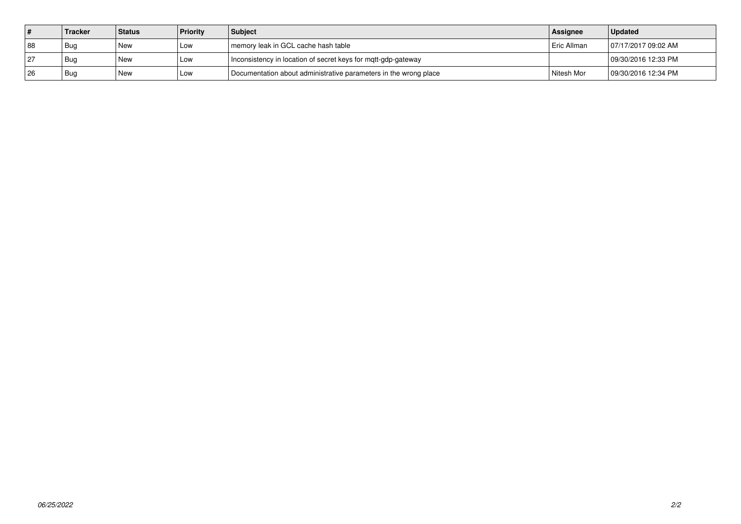| # | Tracker | Status | Priority | Subject | Assignee | Updated |
|---|---|---|---|---|---|---|
| 88 | Bug | New | Low | memory leak in GCL cache hash table | Eric Allman | 07/17/2017 09:02 AM |
| 27 | Bug | New | Low | Inconsistency in location of secret keys for mqtt-gdp-gateway | | 09/30/2016 12:33 PM |
| 26 | Bug | New | Low | Documentation about administrative parameters in the wrong place | Nitesh Mor | 09/30/2016 12:34 PM |